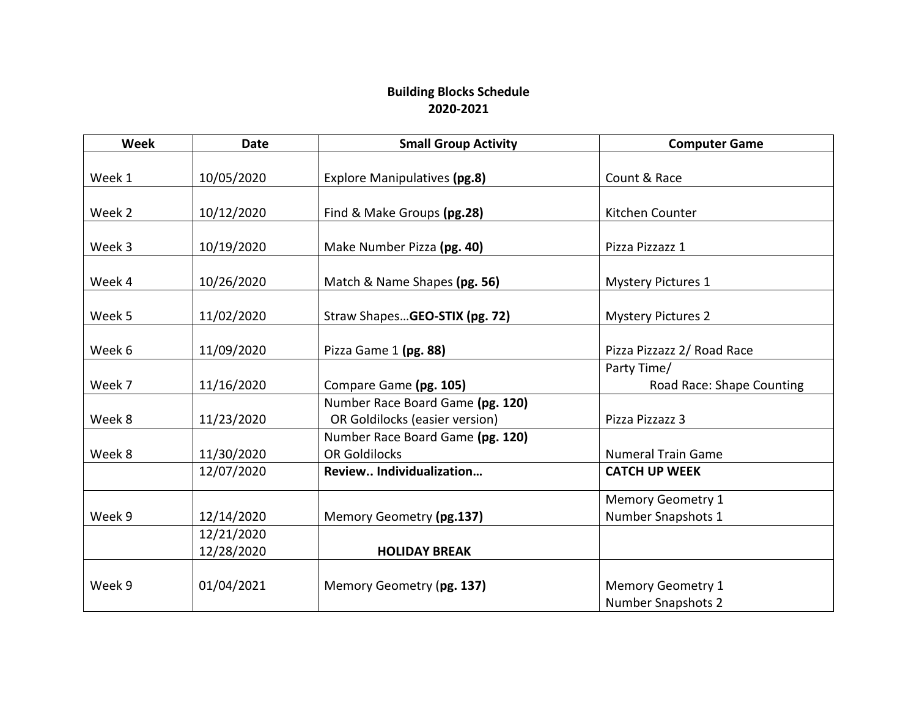**Building Blocks Schedule**
**2020-2021**

| Week | Date | Small Group Activity | Computer Game |
|---|---|---|---|
| Week 1 | 10/05/2020 | Explore Manipulatives **(pg.8)** | Count & Race |
| Week 2 | 10/12/2020 | Find & Make Groups **(pg.28)** | Kitchen Counter |
| Week 3 | 10/19/2020 | Make Number Pizza **(pg. 40)** | Pizza Pizzazz 1 |
| Week 4 | 10/26/2020 | Match & Name Shapes **(pg. 56)** | Mystery Pictures 1 |
| Week 5 | 11/02/2020 | Straw Shapes…**GEO-STIX (pg. 72)** | Mystery Pictures 2 |
| Week 6 | 11/09/2020 | Pizza Game 1 **(pg. 88)** | Pizza Pizzazz 2/ Road Race |
| Week 7 | 11/16/2020 | Compare Game **(pg. 105)** | Party Time/ Road Race: Shape Counting |
| Week 8 | 11/23/2020 | Number Race Board Game **(pg. 120)** OR Goldilocks (easier version) | Pizza Pizzazz 3 |
| Week 8 | 11/30/2020 | Number Race Board Game **(pg. 120)** OR Goldilocks | Numeral Train Game |
| | 12/07/2020 | **Review.. Individualization…** | **CATCH UP WEEK** |
| Week 9 | 12/14/2020 | Memory Geometry **(pg.137)** | Memory Geometry 1 Number Snapshots 1 |
| | 12/21/2020 12/28/2020 | **HOLIDAY BREAK** | |
| Week 9 | 01/04/2021 | Memory Geometry (**pg. 137)** | Memory Geometry 1 Number Snapshots 2 |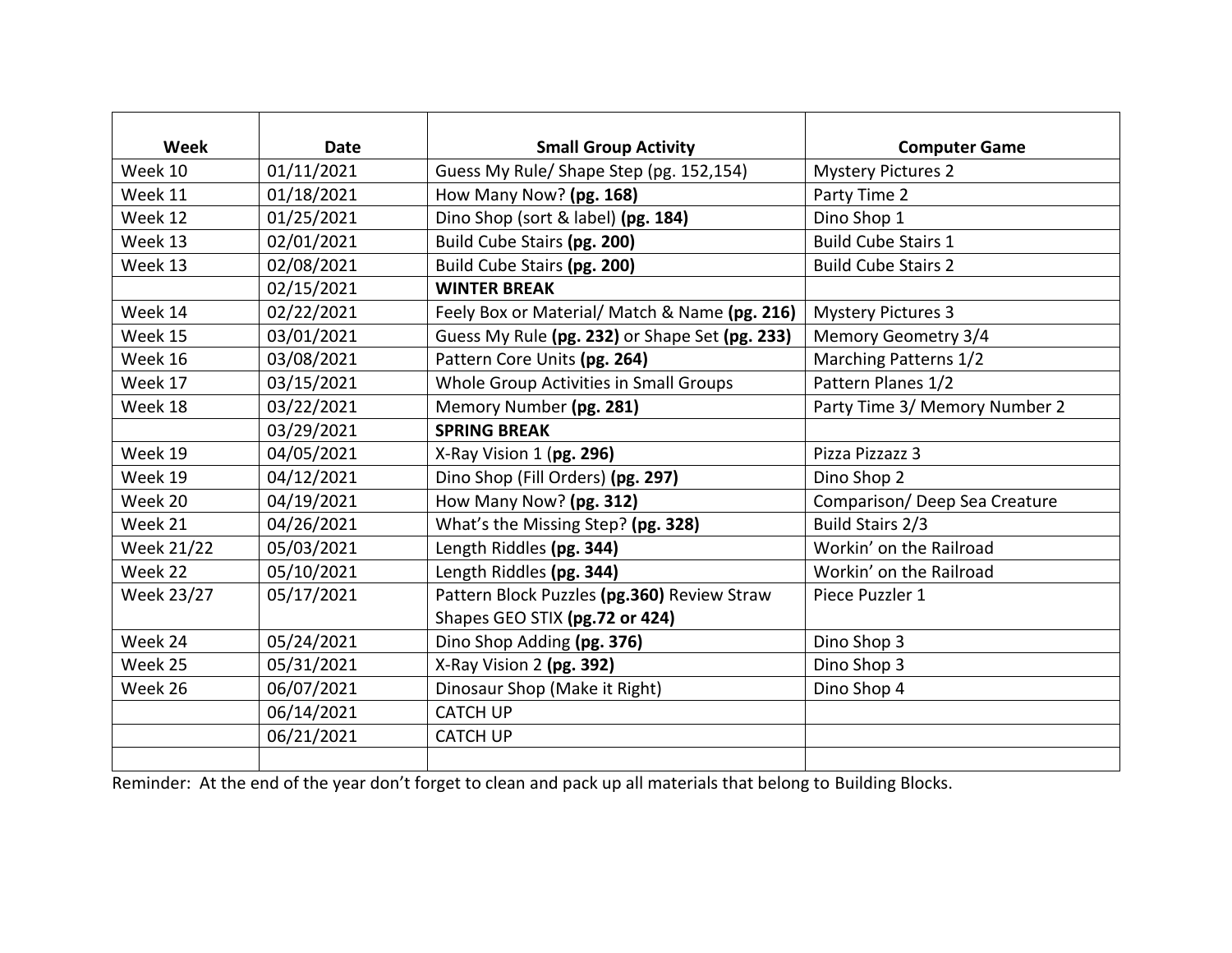| Week | Date | Small Group Activity | Computer Game |
|---|---|---|---|
| Week 10 | 01/11/2021 | Guess My Rule/ Shape Step (pg. 152,154) | Mystery Pictures 2 |
| Week 11 | 01/18/2021 | How Many Now? **(pg. 168)** | Party Time 2 |
| Week 12 | 01/25/2021 | Dino Shop (sort & label) **(pg. 184)** | Dino Shop 1 |
| Week 13 | 02/01/2021 | Build Cube Stairs **(pg. 200)** | Build Cube Stairs 1 |
| Week 13 | 02/08/2021 | Build Cube Stairs **(pg. 200)** | Build Cube Stairs 2 |
| | 02/15/2021 | **WINTER BREAK** | |
| Week 14 | 02/22/2021 | Feely Box or Material/ Match & Name **(pg. 216)** | Mystery Pictures 3 |
| Week 15 | 03/01/2021 | Guess My Rule **(pg. 232)** or Shape Set **(pg. 233)** | Memory Geometry 3/4 |
| Week 16 | 03/08/2021 | Pattern Core Units **(pg. 264)** | Marching Patterns 1/2 |
| Week 17 | 03/15/2021 | Whole Group Activities in Small Groups | Pattern Planes 1/2 |
| Week 18 | 03/22/2021 | Memory Number **(pg. 281)** | Party Time 3/ Memory Number 2 |
| | 03/29/2021 | **SPRING BREAK** | |
| Week 19 | 04/05/2021 | X-Ray Vision 1 (**pg. 296)** | Pizza Pizzazz 3 |
| Week 19 | 04/12/2021 | Dino Shop (Fill Orders) **(pg. 297)** | Dino Shop 2 |
| Week 20 | 04/19/2021 | How Many Now? **(pg. 312)** | Comparison/ Deep Sea Creature |
| Week 21 | 04/26/2021 | What's the Missing Step? **(pg. 328)** | Build Stairs 2/3 |
| Week 21/22 | 05/03/2021 | Length Riddles **(pg. 344)** | Workin' on the Railroad |
| Week 22 | 05/10/2021 | Length Riddles **(pg. 344)** | Workin' on the Railroad |
| Week 23/27 | 05/17/2021 | Pattern Block Puzzles **(pg.360)** Review Straw Shapes GEO STIX **(pg.72 or 424)** | Piece Puzzler 1 |
| Week 24 | 05/24/2021 | Dino Shop Adding **(pg. 376)** | Dino Shop 3 |
| Week 25 | 05/31/2021 | X-Ray Vision 2 **(pg. 392)** | Dino Shop 3 |
| Week 26 | 06/07/2021 | Dinosaur Shop (Make it Right) | Dino Shop 4 |
| | 06/14/2021 | CATCH UP | |
| | 06/21/2021 | CATCH UP | |
| | | | |

Reminder: At the end of the year don't forget to clean and pack up all materials that belong to Building Blocks.